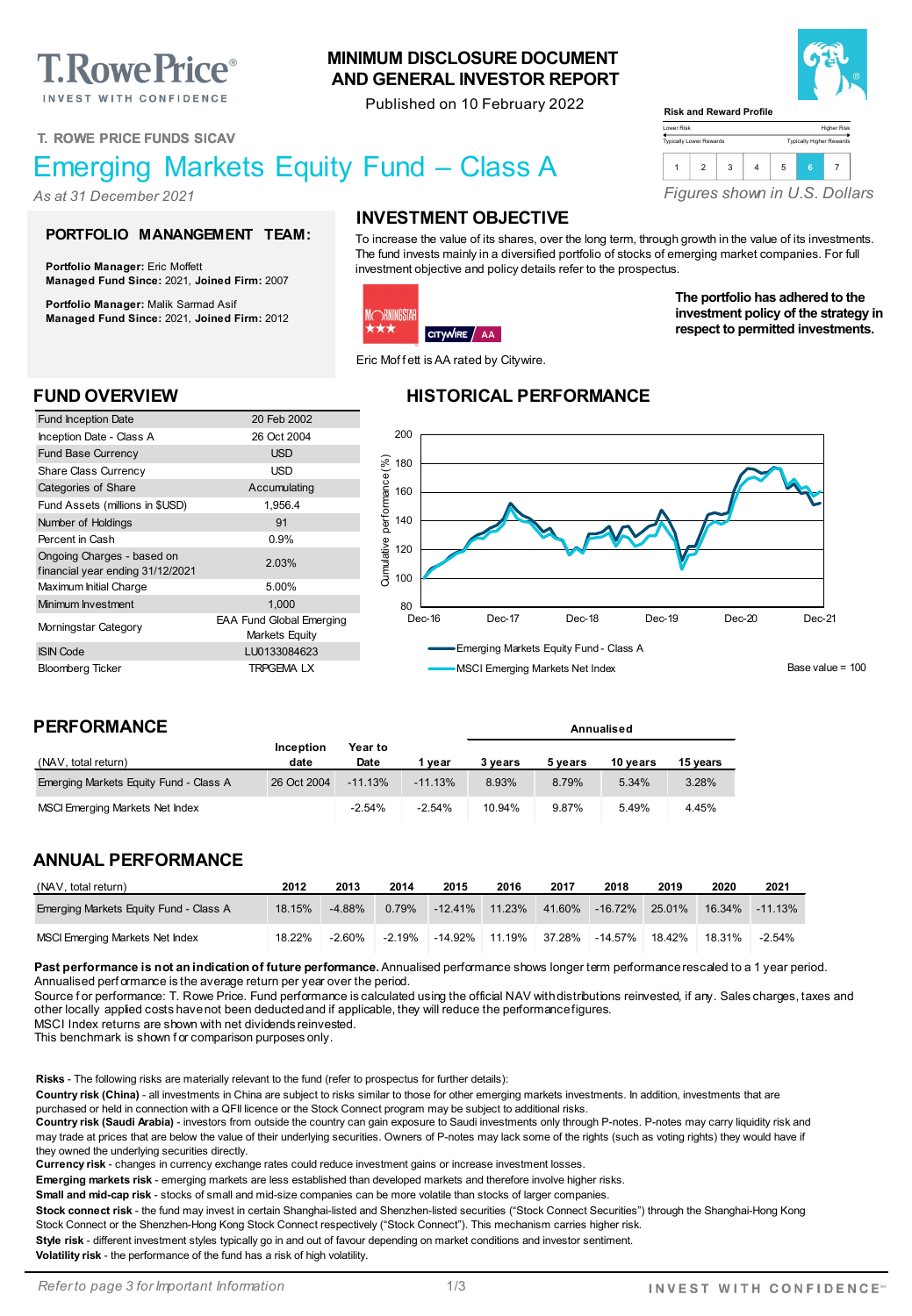# MINIMUM DISCLOSURE DOCUMENT AND GENERAL INVESTOR REPORT

Published on 10 February 2022

**Risk and Reward Profile**

Lower Risk — Higher Risk
Typically Lower Rewards — Typically Higher Rewards

| 1 | 2 | 3 | 4 | 5 | **6** | 7 |
|---|---|---|---|---|---|---|

*Figures shown in U.S. Dollars*

T. ROWE PRICE FUNDS SICAV

# Emerging Markets Equity Fund – Class A

*As at 31 December 2021*

## PORTFOLIO MANANGEMENT TEAM:

**Portfolio Manager:** Eric Moffett
**Managed Fund Since:** 2021, **Joined Firm:** 2007

**Portfolio Manager:** Malik Sarmad Asif
**Managed Fund Since:** 2021, **Joined Firm:** 2012

## INVESTMENT OBJECTIVE

To increase the value of its shares, over the long term, through growth in the value of its investments. The fund invests mainly in a diversified portfolio of stocks of emerging market companies. For full investment objective and policy details refer to the prospectus.

MORNINGSTAR ★★★ CITYWIRE AA

Eric Moffett is AA rated by Citywire.

**The portfolio has adhered to the investment policy of the strategy in respect to permitted investments.**

## FUND OVERVIEW

| | |
|---|---|
| Fund Inception Date | 20 Feb 2002 |
| Inception Date - Class A | 26 Oct 2004 |
| Fund Base Currency | USD |
| Share Class Currency | USD |
| Categories of Share | Accumulating |
| Fund Assets (millions in $USD) | 1,956.4 |
| Number of Holdings | 91 |
| Percent in Cash | 0.9% |
| Ongoing Charges - based on financial year ending 31/12/2021 | 2.03% |
| Maximum Initial Charge | 5.00% |
| Minimum Investment | 1,000 |
| Morningstar Category | EAA Fund Global Emerging Markets Equity |
| ISIN Code | LU0133084623 |
| Bloomberg Ticker | TRPGEMA LX |

## HISTORICAL PERFORMANCE

Cumulative performance (%), Dec-16 to Dec-21

— Emerging Markets Equity Fund - Class A
— MSCI Emerging Markets Net Index

Base value = 100

## PERFORMANCE

| (NAV, total return) | Inception date | Year to Date | 1 year | 3 years | 5 years | 10 years | 15 years |
|---|---|---|---|---|---|---|---|
| | | | | Annualised | | | |
| Emerging Markets Equity Fund - Class A | 26 Oct 2004 | -11.13% | -11.13% | 8.93% | 8.79% | 5.34% | 3.28% |
| MSCI Emerging Markets Net Index | | -2.54% | -2.54% | 10.94% | 9.87% | 5.49% | 4.45% |

## ANNUAL PERFORMANCE

| (NAV, total return) | 2012 | 2013 | 2014 | 2015 | 2016 | 2017 | 2018 | 2019 | 2020 | 2021 |
|---|---|---|---|---|---|---|---|---|---|---|
| Emerging Markets Equity Fund - Class A | 18.15% | -4.88% | 0.79% | -12.41% | 11.23% | 41.60% | -16.72% | 25.01% | 16.34% | -11.13% |
| MSCI Emerging Markets Net Index | 18.22% | -2.60% | -2.19% | -14.92% | 11.19% | 37.28% | -14.57% | 18.42% | 18.31% | -2.54% |

**Past performance is not an indication of future performance.** Annualised performance shows longer term performance rescaled to a 1 year period. Annualised performance is the average return per year over the period.
Source for performance: T. Rowe Price. Fund performance is calculated using the official NAV with distributions reinvested, if any. Sales charges, taxes and other locally applied costs have not been deducted and if applicable, they will reduce the performance figures.
MSCI Index returns are shown with net dividends reinvested.
This benchmark is shown for comparison purposes only.

**Risks** - The following risks are materially relevant to the fund (refer to prospectus for further details):
**Country risk (China)** - all investments in China are subject to risks similar to those for other emerging markets investments. In addition, investments that are purchased or held in connection with a QFII licence or the Stock Connect program may be subject to additional risks.
**Country risk (Saudi Arabia)** - investors from outside the country can gain exposure to Saudi investments only through P-notes. P-notes may carry liquidity risk and may trade at prices that are below the value of their underlying securities. Owners of P-notes may lack some of the rights (such as voting rights) they would have if they owned the underlying securities directly.
**Currency risk** - changes in currency exchange rates could reduce investment gains or increase investment losses.
**Emerging markets risk** - emerging markets are less established than developed markets and therefore involve higher risks.
**Small and mid-cap risk** - stocks of small and mid-size companies can be more volatile than stocks of larger companies.
**Stock connect risk** - the fund may invest in certain Shanghai-listed and Shenzhen-listed securities ("Stock Connect Securities") through the Shanghai-Hong Kong Stock Connect or the Shenzhen-Hong Kong Stock Connect respectively ("Stock Connect"). This mechanism carries higher risk.
**Style risk** - different investment styles typically go in and out of favour depending on market conditions and investor sentiment.
**Volatility risk** - the performance of the fund has a risk of high volatility.

*Refer to page 3 for Important Information*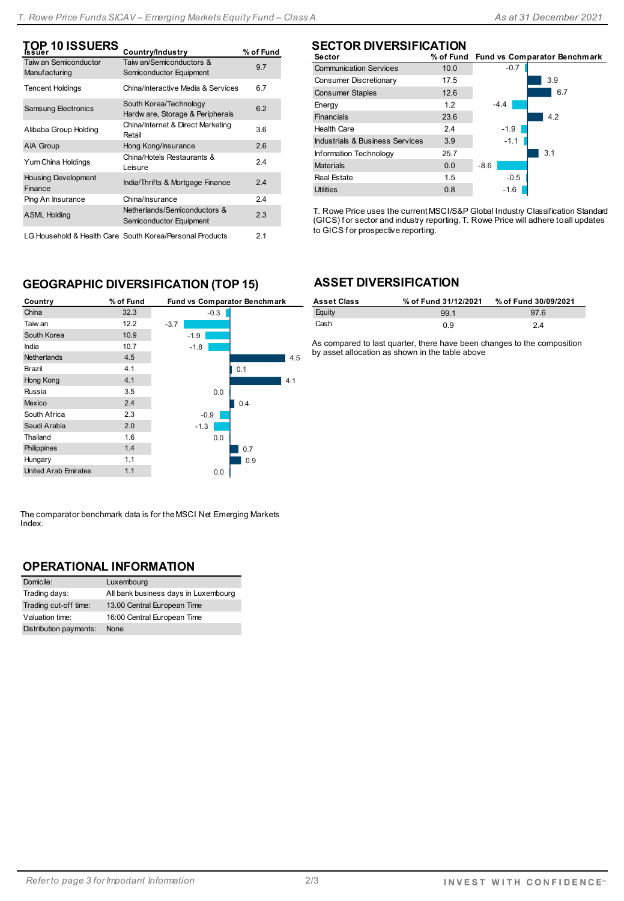## TOP 10 ISSUERS

| Issuer | Country/Industry | % of Fund |
|---|---|---|
| Taiwan Semiconductor Manufacturing | Taiwan/Semiconductors & Semiconductor Equipment | 9.7 |
| Tencent Holdings | China/Interactive Media & Services | 6.7 |
| Samsung Electronics | South Korea/Technology Hardware, Storage & Peripherals | 6.2 |
| Alibaba Group Holding | China/Internet & Direct Marketing Retail | 3.6 |
| AIA Group | Hong Kong/Insurance | 2.6 |
| Yum China Holdings | China/Hotels Restaurants & Leisure | 2.4 |
| Housing Development Finance | India/Thrifts & Mortgage Finance | 2.4 |
| Ping An Insurance | China/Insurance | 2.4 |
| ASML Holding | Netherlands/Semiconductors & Semiconductor Equipment | 2.3 |
| LG Household & Health Care | South Korea/Personal Products | 2.1 |

## SECTOR DIVERSIFICATION

| Sector | % of Fund | Fund vs Comparator Benchmark |
|---|---|---|
| Communication Services | 10.0 | -0.7 |
| Consumer Discretionary | 17.5 | 3.9 |
| Consumer Staples | 12.6 | 6.7 |
| Energy | 1.2 | -4.4 |
| Financials | 23.6 | 4.2 |
| Health Care | 2.4 | -1.9 |
| Industrials & Business Services | 3.9 | -1.1 |
| Information Technology | 25.7 | 3.1 |
| Materials | 0.0 | -8.6 |
| Real Estate | 1.5 | -0.5 |
| Utilities | 0.8 | -1.6 |

T. Rowe Price uses the current MSCI/S&P Global Industry Classification Standard (GICS) for sector and industry reporting. T. Rowe Price will adhere to all updates to GICS for prospective reporting.

## GEOGRAPHIC DIVERSIFICATION (TOP 15)

| Country | % of Fund | Fund vs Comparator Benchmark |
|---|---|---|
| China | 32.3 | -0.3 |
| Taiwan | 12.2 | -3.7 |
| South Korea | 10.9 | -1.9 |
| India | 10.7 | -1.8 |
| Netherlands | 4.5 | 4.5 |
| Brazil | 4.1 | 0.1 |
| Hong Kong | 4.1 | 4.1 |
| Russia | 3.5 | 0.0 |
| Mexico | 2.4 | 0.4 |
| South Africa | 2.3 | -0.9 |
| Saudi Arabia | 2.0 | -1.3 |
| Thailand | 1.6 | 0.0 |
| Philippines | 1.4 | 0.7 |
| Hungary | 1.1 | 0.9 |
| United Arab Emirates | 1.1 | 0.0 |

The comparator benchmark data is for the MSCI Net Emerging Markets Index.

## ASSET DIVERSIFICATION

| Asset Class | % of Fund 31/12/2021 | % of Fund 30/09/2021 |
|---|---|---|
| Equity | 99.1 | 97.6 |
| Cash | 0.9 | 2.4 |

As compared to last quarter, there have been changes to the composition by asset allocation as shown in the table above

## OPERATIONAL INFORMATION

| | |
|---|---|
| Domicile: | Luxembourg |
| Trading days: | All bank business days in Luxembourg |
| Trading cut-off time: | 13.00 Central European Time |
| Valuation time: | 16:00 Central European Time |
| Distribution payments: | None |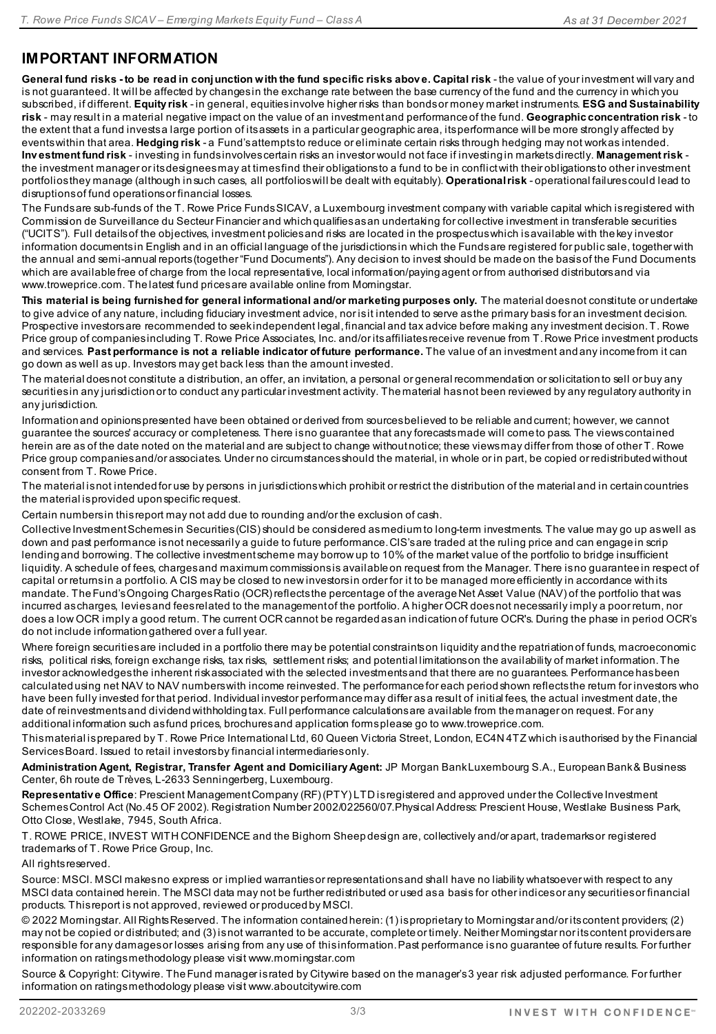## IMPORTANT INFORMATION

**General fund risks - to be read in conjunction with the fund specific risks above. Capital risk** - the value of your investment will vary and is not guaranteed. It will be affected by changes in the exchange rate between the base currency of the fund and the currency in which you subscribed, if different. **Equity risk** - in general, equities involve higher risks than bonds or money market instruments. **ESG and Sustainability risk** - may result in a material negative impact on the value of an investment and performance of the fund. **Geographic concentration risk** - to the extent that a fund invests a large portion of its assets in a particular geographic area, its performance will be more strongly affected by events within that area. **Hedging risk** - a Fund's attempts to reduce or eliminate certain risks through hedging may not work as intended. **Investment fund risk** - investing in funds involves certain risks an investor would not face if investing in markets directly. **Management risk** - the investment manager or its designees may at times find their obligations to a fund to be in conflict with their obligations to other investment portfolios they manage (although in such cases, all portfolios will be dealt with equitably). **Operational risk** - operational failures could lead to disruptions of fund operations or financial losses.

The Funds are sub-funds of the T. Rowe Price Funds SICAV, a Luxembourg investment company with variable capital which is registered with Commission de Surveillance du Secteur Financier and which qualifies as an undertaking for collective investment in transferable securities ("UCITS"). Full details of the objectives, investment policies and risks are located in the prospectus which is available with the key investor information documents in English and in an official language of the jurisdictions in which the Funds are registered for public sale, together with the annual and semi-annual reports (together "Fund Documents"). Any decision to invest should be made on the basis of the Fund Documents which are available free of charge from the local representative, local information/paying agent or from authorised distributors and via www.troweprice.com. The latest fund prices are available online from Morningstar.

**This material is being furnished for general informational and/or marketing purposes only.** The material does not constitute or undertake to give advice of any nature, including fiduciary investment advice, nor is it intended to serve as the primary basis for an investment decision. Prospective investors are recommended to seek independent legal, financial and tax advice before making any investment decision. T. Rowe Price group of companies including T. Rowe Price Associates, Inc. and/or its affiliates receive revenue from T. Rowe Price investment products and services. **Past performance is not a reliable indicator of future performance.** The value of an investment and any income from it can go down as well as up. Investors may get back less than the amount invested.

The material does not constitute a distribution, an offer, an invitation, a personal or general recommendation or solicitation to sell or buy any securities in any jurisdiction or to conduct any particular investment activity. The material has not been reviewed by any regulatory authority in any jurisdiction.

Information and opinions presented have been obtained or derived from sources believed to be reliable and current; however, we cannot guarantee the sources' accuracy or completeness. There is no guarantee that any forecasts made will come to pass. The views contained herein are as of the date noted on the material and are subject to change without notice; these views may differ from those of other T. Rowe Price group companies and/or associates. Under no circumstances should the material, in whole or in part, be copied or redistributed without consent from T. Rowe Price.

The material is not intended for use by persons in jurisdictions which prohibit or restrict the distribution of the material and in certain countries the material is provided upon specific request.

Certain numbers in this report may not add due to rounding and/or the exclusion of cash.

Collective Investment Schemes in Securities (CIS) should be considered as medium to long-term investments. The value may go up as well as down and past performance is not necessarily a guide to future performance. CIS's are traded at the ruling price and can engage in scrip lending and borrowing. The collective investment scheme may borrow up to 10% of the market value of the portfolio to bridge insufficient liquidity. A schedule of fees, charges and maximum commissions is available on request from the Manager. There is no guarantee in respect of capital or returns in a portfolio. A CIS may be closed to new investors in order for it to be managed more efficiently in accordance with its mandate. The Fund's Ongoing Charges Ratio (OCR) reflects the percentage of the average Net Asset Value (NAV) of the portfolio that was incurred as charges, levies and fees related to the management of the portfolio. A higher OCR does not necessarily imply a poor return, nor does a low OCR imply a good return. The current OCR cannot be regarded as an indication of future OCR's. During the phase in period OCR's do not include information gathered over a full year.

Where foreign securities are included in a portfolio there may be potential constraints on liquidity and the repatriation of funds, macroeconomic risks, political risks, foreign exchange risks, tax risks, settlement risks; and potential limitations on the availability of market information. The investor acknowledges the inherent risk associated with the selected investments and that there are no guarantees. Performance has been calculated using net NAV to NAV numbers with income reinvested. The performance for each period shown reflects the return for investors who have been fully invested for that period. Individual investor performance may differ as a result of initial fees, the actual investment date, the date of reinvestments and dividend withholding tax. Full performance calculations are available from the manager on request. For any additional information such as fund prices, brochures and application forms please go to www.troweprice.com.

This material is prepared by T. Rowe Price International Ltd, 60 Queen Victoria Street, London, EC4N 4TZ which is authorised by the Financial Services Board. Issued to retail investors by financial intermediaries only.

**Administration Agent, Registrar, Transfer Agent and Domiciliary Agent:** JP Morgan Bank Luxembourg S.A., European Bank & Business Center, 6h route de Trèves, L-2633 Senningerberg, Luxembourg.

**Representative Office**: Prescient Management Company (RF) (PTY) LTD is registered and approved under the Collective Investment Schemes Control Act (No.45 OF 2002). Registration Number 2002/022560/07.Physical Address: Prescient House, Westlake Business Park, Otto Close, Westlake, 7945, South Africa.

T. ROWE PRICE, INVEST WITH CONFIDENCE and the Bighorn Sheep design are, collectively and/or apart, trademarks or registered trademarks of T. Rowe Price Group, Inc.

All rights reserved.

Source: MSCI. MSCI makes no express or implied warranties or representations and shall have no liability whatsoever with respect to any MSCI data contained herein. The MSCI data may not be further redistributed or used as a basis for other indices or any securities or financial products. This report is not approved, reviewed or produced by MSCI.

© 2022 Morningstar. All Rights Reserved. The information contained herein: (1) is proprietary to Morningstar and/or its content providers; (2) may not be copied or distributed; and (3) is not warranted to be accurate, complete or timely. Neither Morningstar nor its content providers are responsible for any damages or losses arising from any use of this information. Past performance is no guarantee of future results. For further information on ratings methodology please visit www.morningstar.com

Source & Copyright: Citywire. The Fund manager is rated by Citywire based on the manager's 3 year risk adjusted performance. For further information on ratings methodology please visit www.aboutcitywire.com

202202-2033269